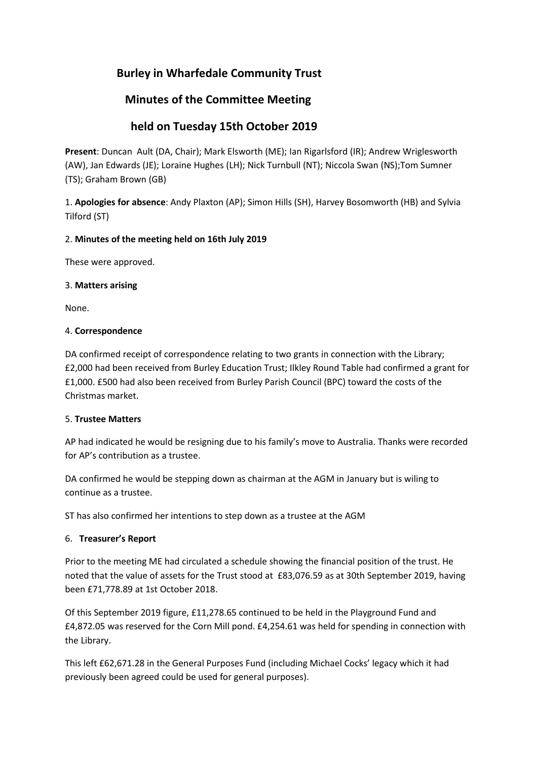# Burley in Wharfedale Community Trust

## Minutes of the Committee Meeting

## held on Tuesday 15th October 2019

**Present**: Duncan Ault (DA, Chair); Mark Elsworth (ME); Ian Rigarlsford (IR); Andrew Wriglesworth (AW), Jan Edwards (JE); Loraine Hughes (LH); Nick Turnbull (NT); Niccola Swan (NS);Tom Sumner (TS); Graham Brown (GB)

1. **Apologies for absence**: Andy Plaxton (AP); Simon Hills (SH), Harvey Bosomworth (HB) and Sylvia Tilford (ST)

2. **Minutes of the meeting held on 16th July 2019**

These were approved.

3. **Matters arising**

None.

4. **Correspondence**

DA confirmed receipt of correspondence relating to two grants in connection with the Library; £2,000 had been received from Burley Education Trust; Ilkley Round Table had confirmed a grant for £1,000. £500 had also been received from Burley Parish Council (BPC) toward the costs of the Christmas market.

5. **Trustee Matters**

AP had indicated he would be resigning due to his family's move to Australia. Thanks were recorded for AP's contribution as a trustee.

DA confirmed he would be stepping down as chairman at the AGM in January but is wiling to continue as a trustee.

ST has also confirmed her intentions to step down as a trustee at the AGM

6. **Treasurer's Report**

Prior to the meeting ME had circulated a schedule showing the financial position of the trust. He noted that the value of assets for the Trust stood at £83,076.59 as at 30th September 2019, having been £71,778.89 at 1st October 2018.

Of this September 2019 figure, £11,278.65 continued to be held in the Playground Fund and £4,872.05 was reserved for the Corn Mill pond. £4,254.61 was held for spending in connection with the Library.

This left £62,671.28 in the General Purposes Fund (including Michael Cocks' legacy which it had previously been agreed could be used for general purposes).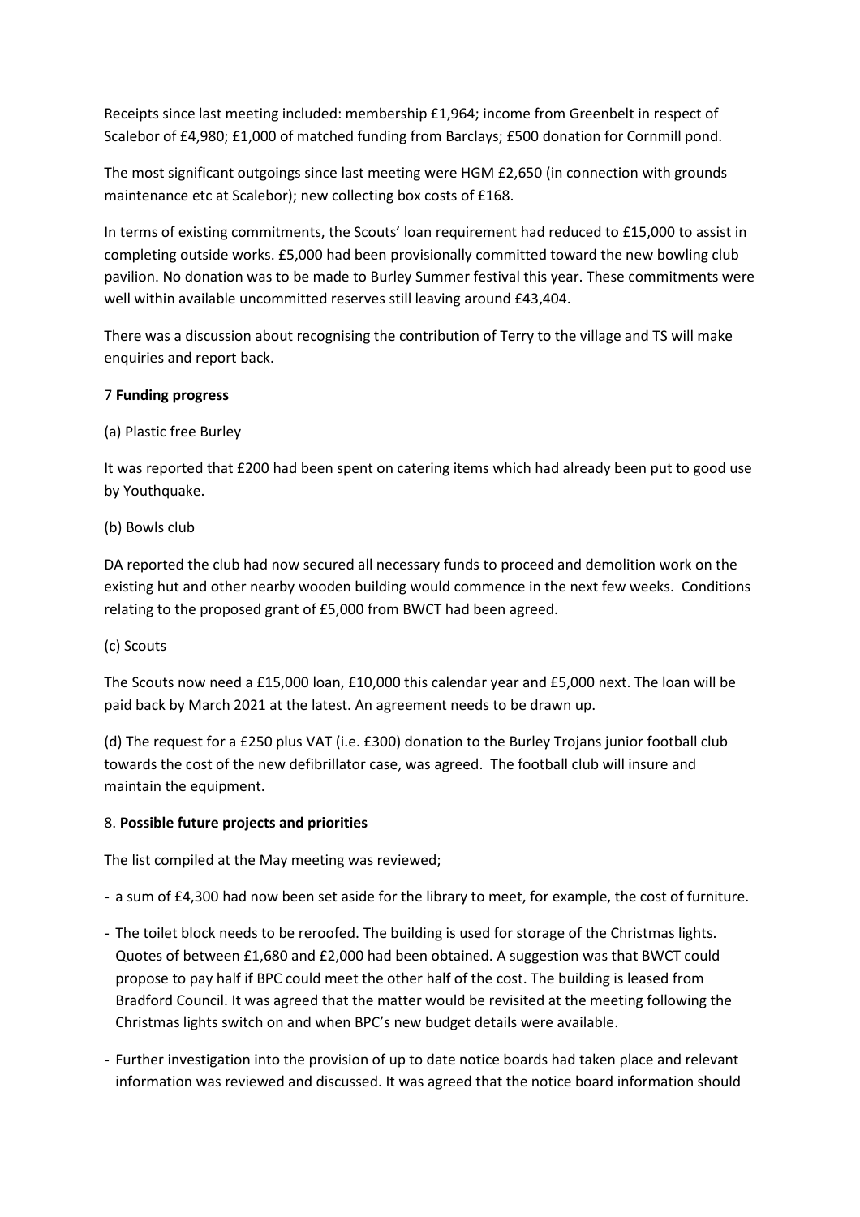Receipts since last meeting included: membership £1,964; income from Greenbelt in respect of Scalebor of £4,980; £1,000 of matched funding from Barclays; £500 donation for Cornmill pond.

The most significant outgoings since last meeting were HGM £2,650 (in connection with grounds maintenance etc at Scalebor); new collecting box costs of £168.

In terms of existing commitments, the Scouts' loan requirement had reduced to £15,000 to assist in completing outside works. £5,000 had been provisionally committed toward the new bowling club pavilion. No donation was to be made to Burley Summer festival this year. These commitments were well within available uncommitted reserves still leaving around £43,404.

There was a discussion about recognising the contribution of Terry to the village and TS will make enquiries and report back.

7 **Funding progress**

(a) Plastic free Burley

It was reported that £200 had been spent on catering items which had already been put to good use by Youthquake.

(b) Bowls club

DA reported the club had now secured all necessary funds to proceed and demolition work on the existing hut and other nearby wooden building would commence in the next few weeks. Conditions relating to the proposed grant of £5,000 from BWCT had been agreed.

(c) Scouts

The Scouts now need a £15,000 loan, £10,000 this calendar year and £5,000 next. The loan will be paid back by March 2021 at the latest. An agreement needs to be drawn up.

(d) The request for a £250 plus VAT (i.e. £300) donation to the Burley Trojans junior football club towards the cost of the new defibrillator case, was agreed. The football club will insure and maintain the equipment.

8. **Possible future projects and priorities**

The list compiled at the May meeting was reviewed;

- a sum of £4,300 had now been set aside for the library to meet, for example, the cost of furniture.
- The toilet block needs to be reroofed. The building is used for storage of the Christmas lights. Quotes of between £1,680 and £2,000 had been obtained. A suggestion was that BWCT could propose to pay half if BPC could meet the other half of the cost. The building is leased from Bradford Council. It was agreed that the matter would be revisited at the meeting following the Christmas lights switch on and when BPC's new budget details were available.
- Further investigation into the provision of up to date notice boards had taken place and relevant information was reviewed and discussed. It was agreed that the notice board information should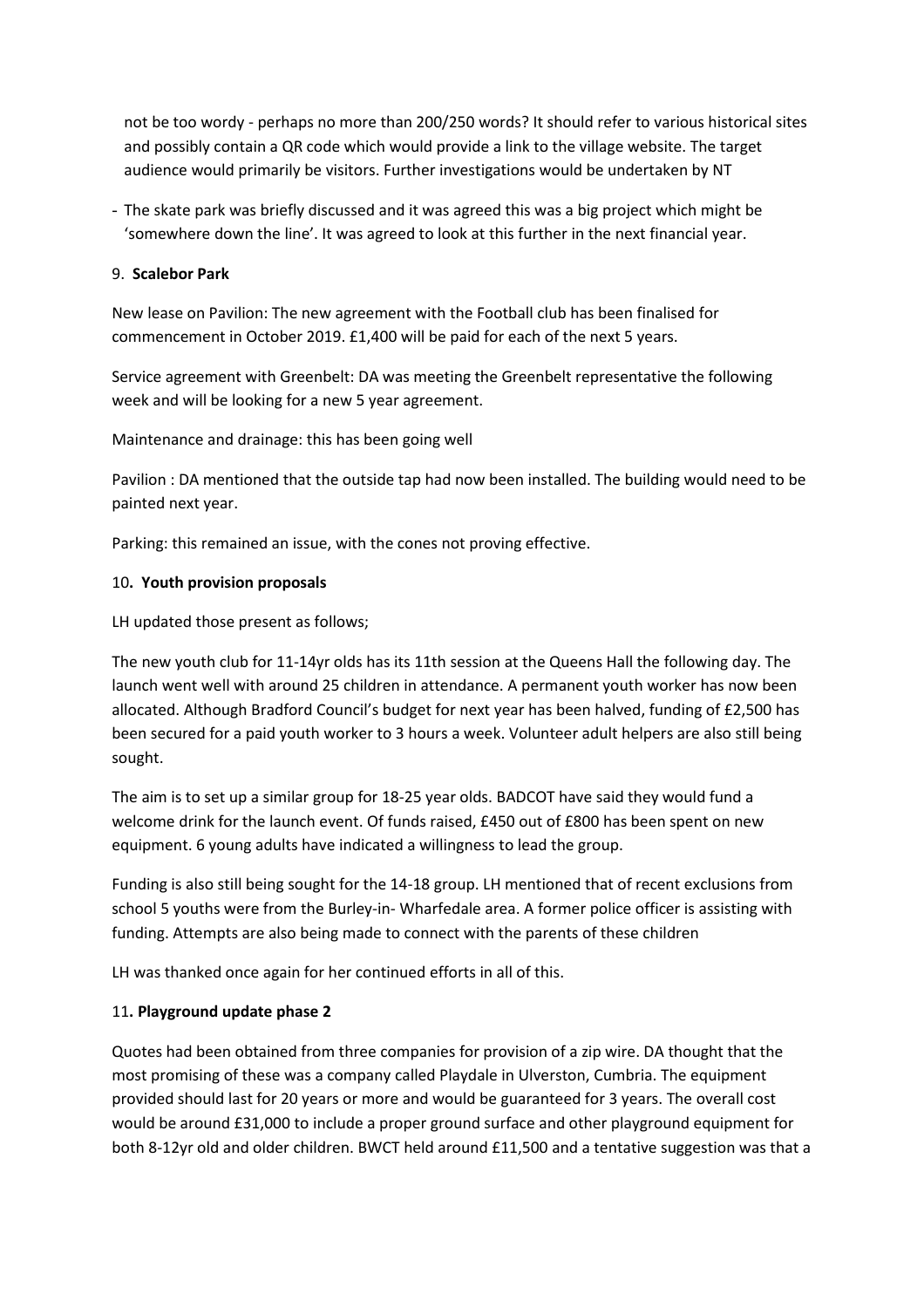not be too wordy - perhaps no more than 200/250 words? It should refer to various historical sites and possibly contain a QR code which would provide a link to the village website. The target audience would primarily be visitors. Further investigations would be undertaken by NT

- The skate park was briefly discussed and it was agreed this was a big project which might be 'somewhere down the line'. It was agreed to look at this further in the next financial year.

9. **Scalebor Park**

New lease on Pavilion: The new agreement with the Football club has been finalised for commencement in October 2019. £1,400 will be paid for each of the next 5 years.

Service agreement with Greenbelt: DA was meeting the Greenbelt representative the following week and will be looking for a new 5 year agreement.

Maintenance and drainage: this has been going well

Pavilion : DA mentioned that the outside tap had now been installed. The building would need to be painted next year.

Parking: this remained an issue, with the cones not proving effective.

10**. Youth provision proposals**

LH updated those present as follows;

The new youth club for 11-14yr olds has its 11th session at the Queens Hall the following day. The launch went well with around 25 children in attendance. A permanent youth worker has now been allocated. Although Bradford Council's budget for next year has been halved, funding of £2,500 has been secured for a paid youth worker to 3 hours a week. Volunteer adult helpers are also still being sought.

The aim is to set up a similar group for 18-25 year olds. BADCOT have said they would fund a welcome drink for the launch event. Of funds raised, £450 out of £800 has been spent on new equipment. 6 young adults have indicated a willingness to lead the group.

Funding is also still being sought for the 14-18 group. LH mentioned that of recent exclusions from school 5 youths were from the Burley-in- Wharfedale area. A former police officer is assisting with funding. Attempts are also being made to connect with the parents of these children

LH was thanked once again for her continued efforts in all of this.

11**. Playground update phase 2**

Quotes had been obtained from three companies for provision of a zip wire. DA thought that the most promising of these was a company called Playdale in Ulverston, Cumbria. The equipment provided should last for 20 years or more and would be guaranteed for 3 years. The overall cost would be around £31,000 to include a proper ground surface and other playground equipment for both 8-12yr old and older children. BWCT held around £11,500 and a tentative suggestion was that a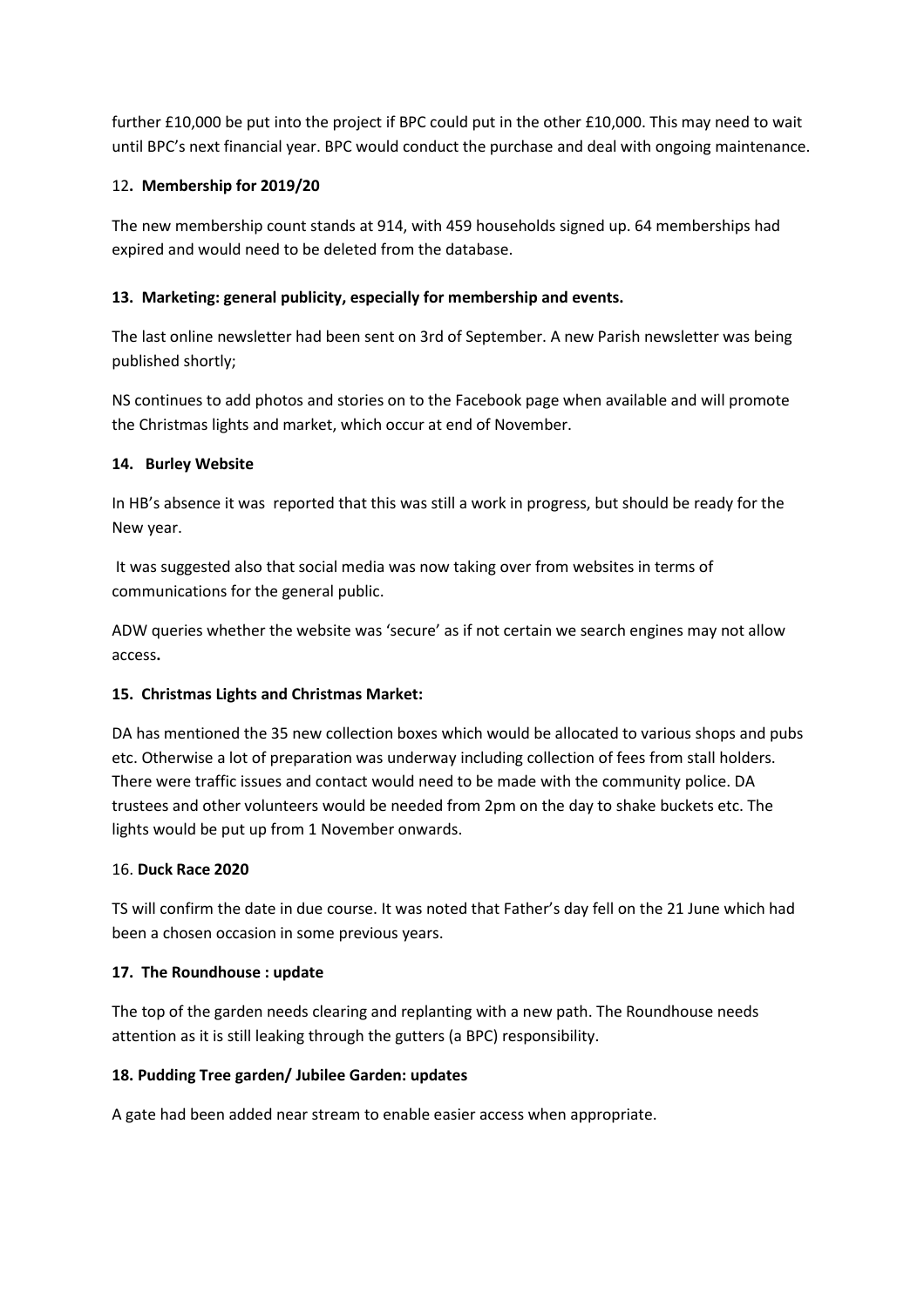further £10,000 be put into the project if BPC could put in the other £10,000. This may need to wait until BPC's next financial year. BPC would conduct the purchase and deal with ongoing maintenance.

12**. Membership for 2019/20**

The new membership count stands at 914, with 459 households signed up. 64 memberships had expired and would need to be deleted from the database.

**13. Marketing: general publicity, especially for membership and events.**

The last online newsletter had been sent on 3rd of September. A new Parish newsletter was being published shortly;

NS continues to add photos and stories on to the Facebook page when available and will promote the Christmas lights and market, which occur at end of November.

**14. Burley Website**

In HB's absence it was reported that this was still a work in progress, but should be ready for the New year.

It was suggested also that social media was now taking over from websites in terms of communications for the general public.

ADW queries whether the website was 'secure' as if not certain we search engines may not allow access**.**

**15. Christmas Lights and Christmas Market:**

DA has mentioned the 35 new collection boxes which would be allocated to various shops and pubs etc. Otherwise a lot of preparation was underway including collection of fees from stall holders. There were traffic issues and contact would need to be made with the community police. DA trustees and other volunteers would be needed from 2pm on the day to shake buckets etc. The lights would be put up from 1 November onwards.

16. **Duck Race 2020**

TS will confirm the date in due course. It was noted that Father's day fell on the 21 June which had been a chosen occasion in some previous years.

**17. The Roundhouse : update**

The top of the garden needs clearing and replanting with a new path. The Roundhouse needs attention as it is still leaking through the gutters (a BPC) responsibility.

**18. Pudding Tree garden/ Jubilee Garden: updates**

A gate had been added near stream to enable easier access when appropriate.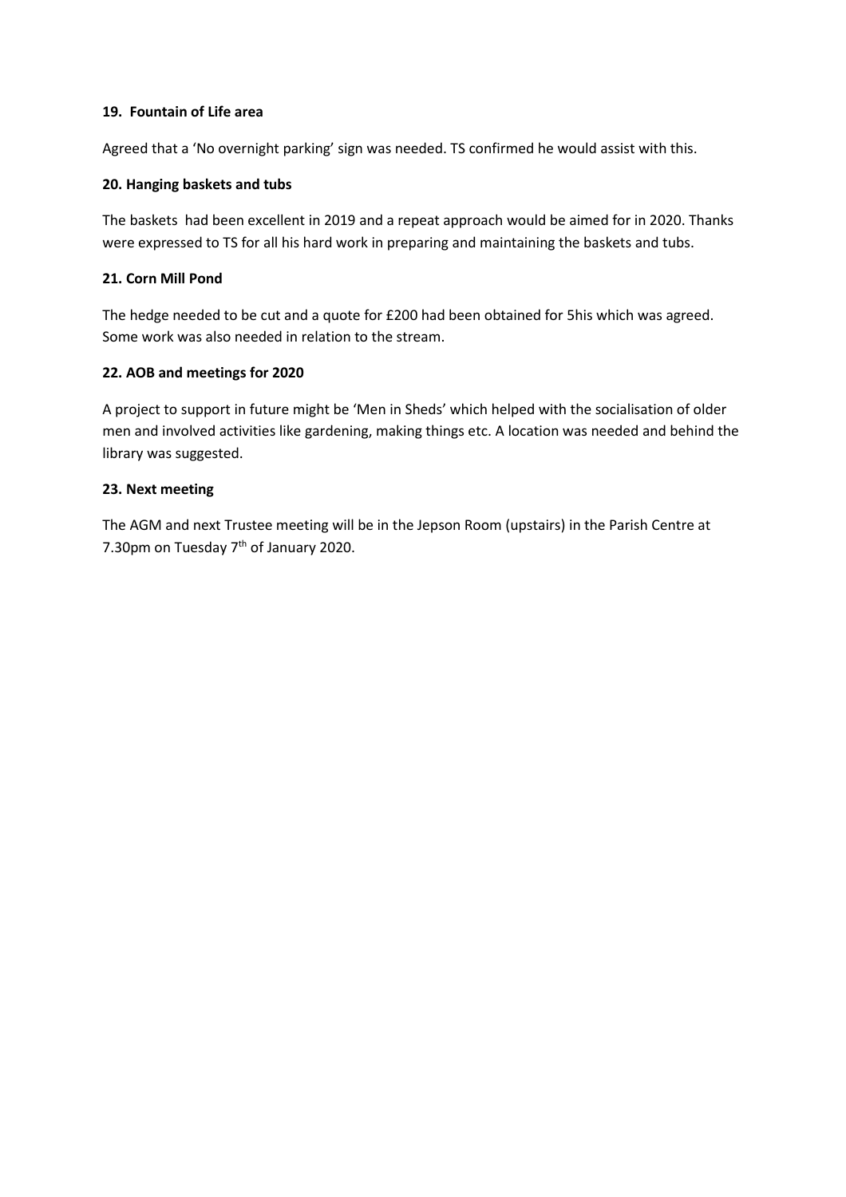**19. Fountain of Life area**

Agreed that a 'No overnight parking' sign was needed. TS confirmed he would assist with this.

**20. Hanging baskets and tubs**

The baskets had been excellent in 2019 and a repeat approach would be aimed for in 2020. Thanks were expressed to TS for all his hard work in preparing and maintaining the baskets and tubs.

**21. Corn Mill Pond**

The hedge needed to be cut and a quote for £200 had been obtained for 5his which was agreed. Some work was also needed in relation to the stream.

**22. AOB and meetings for 2020**

A project to support in future might be 'Men in Sheds' which helped with the socialisation of older men and involved activities like gardening, making things etc. A location was needed and behind the library was suggested.

**23. Next meeting**

The AGM and next Trustee meeting will be in the Jepson Room (upstairs) in the Parish Centre at 7.30pm on Tuesday 7th of January 2020.